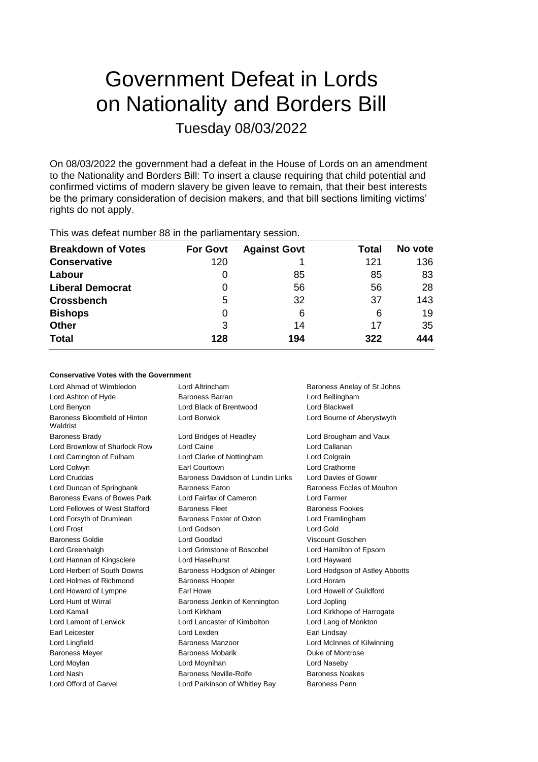# Government Defeat in Lords on Nationality and Borders Bill

Tuesday 08/03/2022

On 08/03/2022 the government had a defeat in the House of Lords on an amendment to the Nationality and Borders Bill: To insert a clause requiring that child potential and confirmed victims of modern slavery be given leave to remain, that their best interests be the primary consideration of decision makers, and that bill sections limiting victims' rights do not apply.

This was defeat number 88 in the parliamentary session.

| Breakdown of Votes | For Govt | Against Govt | Total | No vote |
| --- | --- | --- | --- | --- |
| Conservative | 120 | 1 | 121 | 136 |
| Labour | 0 | 85 | 85 | 83 |
| Liberal Democrat | 0 | 56 | 56 | 28 |
| Crossbench | 5 | 32 | 37 | 143 |
| Bishops | 0 | 6 | 6 | 19 |
| Other | 3 | 14 | 17 | 35 |
| Total | 128 | 194 | 322 | 444 |

**Conservative Votes with the Government**

| | | |
| --- | --- | --- |
| Lord Ahmad of Wimbledon | Lord Altrincham | Baroness Anelay of St Johns |
| Lord Ashton of Hyde | Baroness Barran | Lord Bellingham |
| Lord Benyon | Lord Black of Brentwood | Lord Blackwell |
| Baroness Bloomfield of Hinton Waldrist | Lord Borwick | Lord Bourne of Aberystwyth |
| Baroness Brady | Lord Bridges of Headley | Lord Brougham and Vaux |
| Lord Brownlow of Shurlock Row | Lord Caine | Lord Callanan |
| Lord Carrington of Fulham | Lord Clarke of Nottingham | Lord Colgrain |
| Lord Colwyn | Earl Courtown | Lord Crathorne |
| Lord Cruddas | Baroness Davidson of Lundin Links | Lord Davies of Gower |
| Lord Duncan of Springbank | Baroness Eaton | Baroness Eccles of Moulton |
| Baroness Evans of Bowes Park | Lord Fairfax of Cameron | Lord Farmer |
| Lord Fellowes of West Stafford | Baroness Fleet | Baroness Fookes |
| Lord Forsyth of Drumlean | Baroness Foster of Oxton | Lord Framlingham |
| Lord Frost | Lord Godson | Lord Gold |
| Baroness Goldie | Lord Goodlad | Viscount Goschen |
| Lord Greenhalgh | Lord Grimstone of Boscobel | Lord Hamilton of Epsom |
| Lord Hannan of Kingsclere | Lord Haselhurst | Lord Hayward |
| Lord Herbert of South Downs | Baroness Hodgson of Abinger | Lord Hodgson of Astley Abbotts |
| Lord Holmes of Richmond | Baroness Hooper | Lord Horam |
| Lord Howard of Lympne | Earl Howe | Lord Howell of Guildford |
| Lord Hunt of Wirral | Baroness Jenkin of Kennington | Lord Jopling |
| Lord Kamall | Lord Kirkham | Lord Kirkhope of Harrogate |
| Lord Lamont of Lerwick | Lord Lancaster of Kimbolton | Lord Lang of Monkton |
| Earl Leicester | Lord Lexden | Earl Lindsay |
| Lord Lingfield | Baroness Manzoor | Lord McInnes of Kilwinning |
| Baroness Meyer | Baroness Mobarik | Duke of Montrose |
| Lord Moylan | Lord Moynihan | Lord Naseby |
| Lord Nash | Baroness Neville-Rolfe | Baroness Noakes |
| Lord Offord of Garvel | Lord Parkinson of Whitley Bay | Baroness Penn |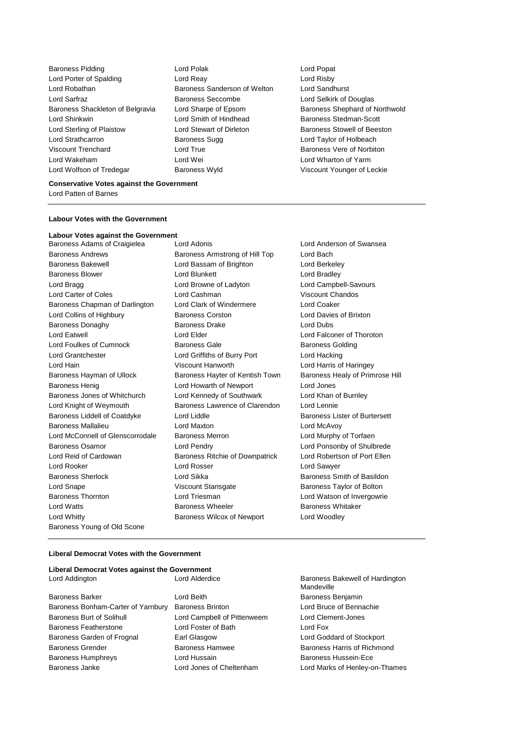Baroness Pidding
Lord Polak
Lord Popat
Lord Porter of Spalding
Lord Reay
Lord Risby
Lord Robathan
Baroness Sanderson of Welton
Lord Sandhurst
Lord Sarfraz
Baroness Seccombe
Lord Selkirk of Douglas
Baroness Shackleton of Belgravia
Lord Sharpe of Epsom
Baroness Shephard of Northwold
Lord Shinkwin
Lord Smith of Hindhead
Baroness Stedman-Scott
Lord Sterling of Plaistow
Lord Stewart of Dirleton
Baroness Stowell of Beeston
Lord Strathcarron
Baroness Sugg
Lord Taylor of Holbeach
Viscount Trenchard
Lord True
Baroness Vere of Norbiton
Lord Wakeham
Lord Wei
Lord Wharton of Yarm
Lord Wolfson of Tredegar
Baroness Wyld
Viscount Younger of Leckie

**Conservative Votes against the Government**

Lord Patten of Barnes

---

**Labour Votes with the Government**

**Labour Votes against the Government**

Baroness Adams of Craigielea
Lord Adonis
Lord Anderson of Swansea
Baroness Andrews
Baroness Armstrong of Hill Top
Lord Bach
Baroness Bakewell
Lord Bassam of Brighton
Lord Berkeley
Baroness Blower
Lord Blunkett
Lord Bradley
Lord Bragg
Lord Browne of Ladyton
Lord Campbell-Savours
Lord Carter of Coles
Lord Cashman
Viscount Chandos
Baroness Chapman of Darlington
Lord Clark of Windermere
Lord Coaker
Lord Collins of Highbury
Baroness Corston
Lord Davies of Brixton
Baroness Donaghy
Baroness Drake
Lord Dubs
Lord Eatwell
Lord Elder
Lord Falconer of Thoroton
Lord Foulkes of Cumnock
Baroness Gale
Baroness Golding
Lord Grantchester
Lord Griffiths of Burry Port
Lord Hacking
Lord Hain
Viscount Hanworth
Lord Harris of Haringey
Baroness Hayman of Ullock
Baroness Hayter of Kentish Town
Baroness Healy of Primrose Hill
Baroness Henig
Lord Howarth of Newport
Lord Jones
Baroness Jones of Whitchurch
Lord Kennedy of Southwark
Lord Khan of Burnley
Lord Knight of Weymouth
Baroness Lawrence of Clarendon
Lord Lennie
Baroness Liddell of Coatdyke
Lord Liddle
Baroness Lister of Burtersett
Baroness Mallalieu
Lord Maxton
Lord McAvoy
Lord McConnell of Glenscorrodale
Baroness Merron
Lord Murphy of Torfaen
Baroness Osamor
Lord Pendry
Lord Ponsonby of Shulbrede
Lord Reid of Cardowan
Baroness Ritchie of Downpatrick
Lord Robertson of Port Ellen
Lord Rooker
Lord Rosser
Lord Sawyer
Baroness Sherlock
Lord Sikka
Baroness Smith of Basildon
Lord Snape
Viscount Stansgate
Baroness Taylor of Bolton
Baroness Thornton
Lord Triesman
Lord Watson of Invergowrie
Lord Watts
Baroness Wheeler
Baroness Whitaker
Lord Whitty
Baroness Wilcox of Newport
Lord Woodley
Baroness Young of Old Scone

---

**Liberal Democrat Votes with the Government**

**Liberal Democrat Votes against the Government**

Lord Addington
Lord Alderdice
Baroness Bakewell of Hardington Mandeville
Baroness Barker
Lord Beith
Baroness Benjamin
Baroness Bonham-Carter of Yarnbury
Baroness Brinton
Lord Bruce of Bennachie
Baroness Burt of Solihull
Lord Campbell of Pittenweem
Lord Clement-Jones
Baroness Featherstone
Lord Foster of Bath
Lord Fox
Baroness Garden of Frognal
Earl Glasgow
Lord Goddard of Stockport
Baroness Grender
Baroness Hamwee
Baroness Harris of Richmond
Baroness Humphreys
Lord Hussain
Baroness Hussein-Ece
Baroness Janke
Lord Jones of Cheltenham
Lord Marks of Henley-on-Thames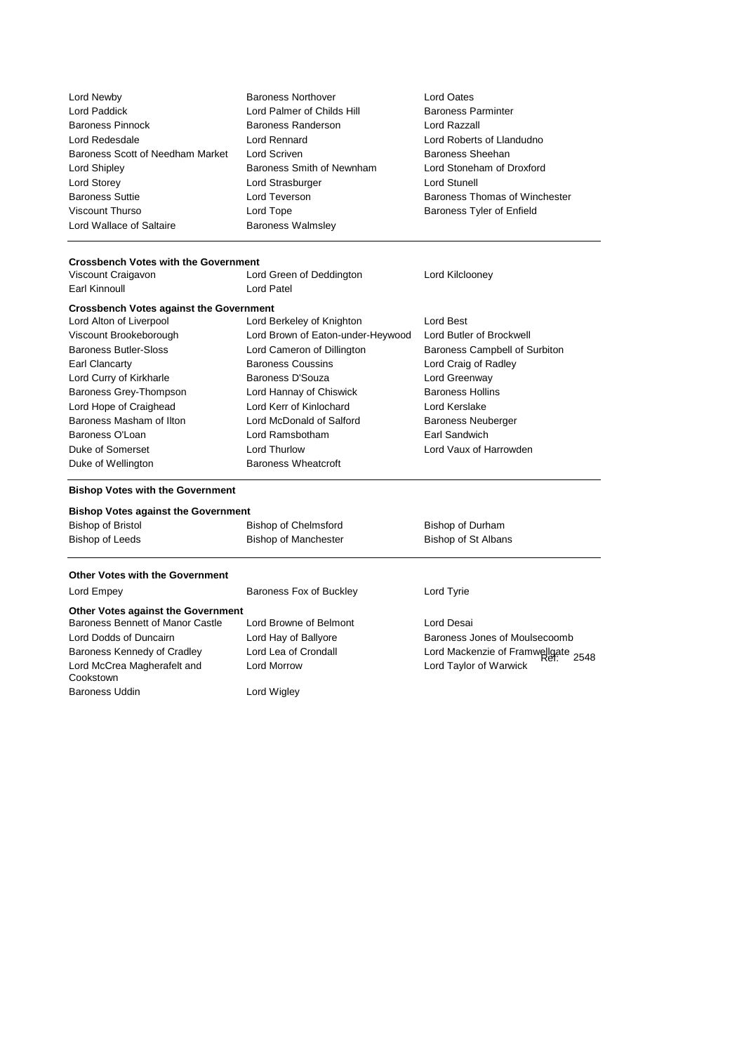| | | |
|---|---|---|
| Lord Newby | Baroness Northover | Lord Oates |
| Lord Paddick | Lord Palmer of Childs Hill | Baroness Parminter |
| Baroness Pinnock | Baroness Randerson | Lord Razzall |
| Lord Redesdale | Lord Rennard | Lord Roberts of Llandudno |
| Baroness Scott of Needham Market | Lord Scriven | Baroness Sheehan |
| Lord Shipley | Baroness Smith of Newnham | Lord Stoneham of Droxford |
| Lord Storey | Lord Strasburger | Lord Stunell |
| Baroness Suttie | Lord Teverson | Baroness Thomas of Winchester |
| Viscount Thurso | Lord Tope | Baroness Tyler of Enfield |
| Lord Wallace of Saltaire | Baroness Walmsley | |

**Crossbench Votes with the Government**

| | | |
|---|---|---|
| Viscount Craigavon | Lord Green of Deddington | Lord Kilclooney |
| Earl Kinnoull | Lord Patel | |

**Crossbench Votes against the Government**

| | | |
|---|---|---|
| Lord Alton of Liverpool | Lord Berkeley of Knighton | Lord Best |
| Viscount Brookeborough | Lord Brown of Eaton-under-Heywood | Lord Butler of Brockwell |
| Baroness Butler-Sloss | Lord Cameron of Dillington | Baroness Campbell of Surbiton |
| Earl Clancarty | Baroness Coussins | Lord Craig of Radley |
| Lord Curry of Kirkharle | Baroness D'Souza | Lord Greenway |
| Baroness Grey-Thompson | Lord Hannay of Chiswick | Baroness Hollins |
| Lord Hope of Craighead | Lord Kerr of Kinlochard | Lord Kerslake |
| Baroness Masham of Ilton | Lord McDonald of Salford | Baroness Neuberger |
| Baroness O'Loan | Lord Ramsbotham | Earl Sandwich |
| Duke of Somerset | Lord Thurlow | Lord Vaux of Harrowden |
| Duke of Wellington | Baroness Wheatcroft | |

**Bishop Votes with the Government**

**Bishop Votes against the Government**

| | | |
|---|---|---|
| Bishop of Bristol | Bishop of Chelmsford | Bishop of Durham |
| Bishop of Leeds | Bishop of Manchester | Bishop of St Albans |

**Other Votes with the Government**

| | | |
|---|---|---|
| Lord Empey | Baroness Fox of Buckley | Lord Tyrie |

**Other Votes against the Government**

| | | |
|---|---|---|
| Baroness Bennett of Manor Castle | Lord Browne of Belmont | Lord Desai |
| Lord Dodds of Duncairn | Lord Hay of Ballyore | Baroness Jones of Moulsecoomb |
| Baroness Kennedy of Cradley | Lord Lea of Crondall | Lord Mackenzie of Framwellgate |
| Lord McCrea Magherafelt and Cookstown | Lord Morrow | Lord Taylor of Warwick |
| Baroness Uddin | Lord Wigley | |

Ref: 2548